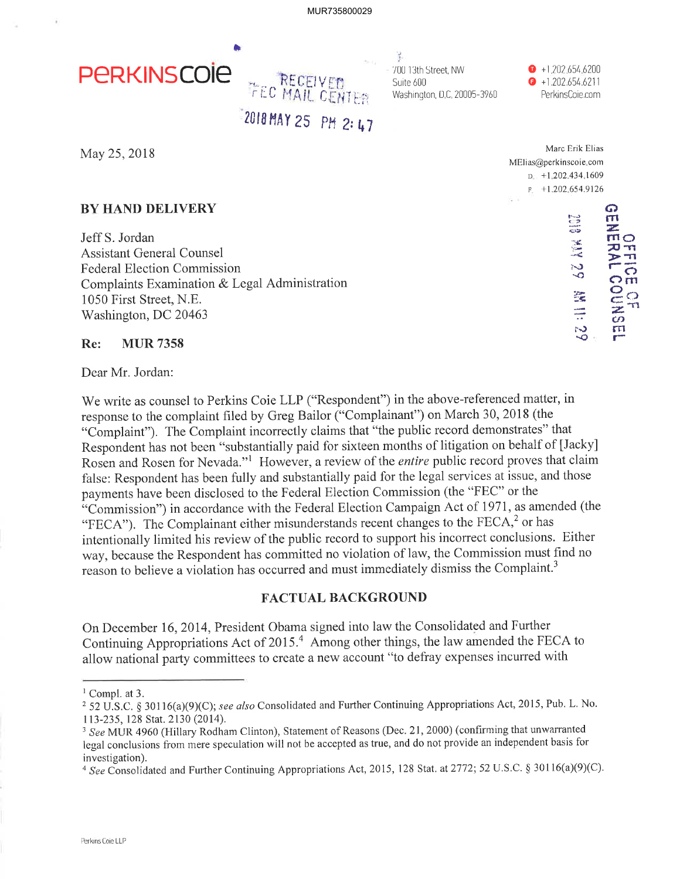MUR735800029

PERKINSCOIE

RECEIVED
FEC MAIL CENTER

2018 MAY 25 PM 2:47

700 13th Street, NW
Suite 600
Washington, D.C. 20005-3960

T +1.202.654.6200
F +1.202.654.6211
PerkinsCoie.com

May 25, 2018

Marc Erik Elias
MElias@perkinscoie.com
D. +1.202.434.1609
F. +1.202.654.9126

OFFICE OF GENERAL COUNSEL
2018 MAY 29 AM 11:29

**BY HAND DELIVERY**

Jeff S. Jordan
Assistant General Counsel
Federal Election Commission
Complaints Examination & Legal Administration
1050 First Street, N.E.
Washington, DC 20463

**Re: MUR 7358**

Dear Mr. Jordan:

We write as counsel to Perkins Coie LLP ("Respondent") in the above-referenced matter, in response to the complaint filed by Greg Bailor ("Complainant") on March 30, 2018 (the "Complaint"). The Complaint incorrectly claims that "the public record demonstrates" that Respondent has not been "substantially paid for sixteen months of litigation on behalf of [Jacky] Rosen and Rosen for Nevada."[1] However, a review of the *entire* public record proves that claim false: Respondent has been fully and substantially paid for the legal services at issue, and those payments have been disclosed to the Federal Election Commission (the "FEC" or the "Commission") in accordance with the Federal Election Campaign Act of 1971, as amended (the "FECA"). The Complainant either misunderstands recent changes to the FECA,[2] or has intentionally limited his review of the public record to support his incorrect conclusions. Either way, because the Respondent has committed no violation of law, the Commission must find no reason to believe a violation has occurred and must immediately dismiss the Complaint.[3]

## FACTUAL BACKGROUND

On December 16, 2014, President Obama signed into law the Consolidated and Further Continuing Appropriations Act of 2015.[4] Among other things, the law amended the FECA to allow national party committees to create a new account "to defray expenses incurred with

---

[1] Compl. at 3.

[2] 52 U.S.C. § 30116(a)(9)(C); *see also* Consolidated and Further Continuing Appropriations Act, 2015, Pub. L. No. 113-235, 128 Stat. 2130 (2014).

[3] *See* MUR 4960 (Hillary Rodham Clinton), Statement of Reasons (Dec. 21, 2000) (confirming that unwarranted legal conclusions from mere speculation will not be accepted as true, and do not provide an independent basis for investigation).

[4] *See* Consolidated and Further Continuing Appropriations Act, 2015, 128 Stat. at 2772; 52 U.S.C. § 30116(a)(9)(C).

Perkins Coie LLP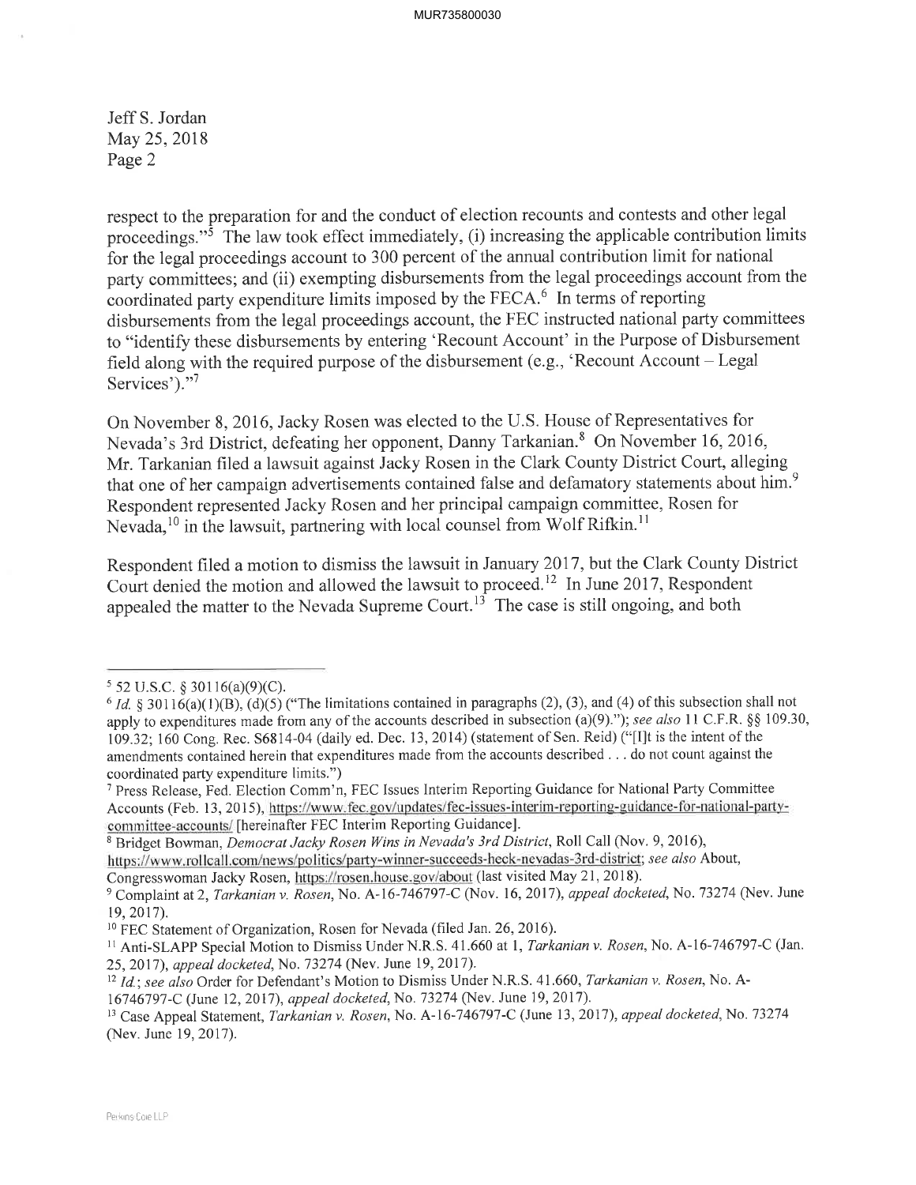respect to the preparation for and the conduct of election recounts and contests and other legal proceedings."[5] The law took effect immediately, (i) increasing the applicable contribution limits for the legal proceedings account to 300 percent of the annual contribution limit for national party committees; and (ii) exempting disbursements from the legal proceedings account from the coordinated party expenditure limits imposed by the FECA.[6] In terms of reporting disbursements from the legal proceedings account, the FEC instructed national party committees to "identify these disbursements by entering 'Recount Account' in the Purpose of Disbursement field along with the required purpose of the disbursement (e.g., 'Recount Account – Legal Services')."[7]

On November 8, 2016, Jacky Rosen was elected to the U.S. House of Representatives for Nevada's 3rd District, defeating her opponent, Danny Tarkanian.[8] On November 16, 2016, Mr. Tarkanian filed a lawsuit against Jacky Rosen in the Clark County District Court, alleging that one of her campaign advertisements contained false and defamatory statements about him.[9] Respondent represented Jacky Rosen and her principal campaign committee, Rosen for Nevada,[10] in the lawsuit, partnering with local counsel from Wolf Rifkin.[11]

Respondent filed a motion to dismiss the lawsuit in January 2017, but the Clark County District Court denied the motion and allowed the lawsuit to proceed.[12] In June 2017, Respondent appealed the matter to the Nevada Supreme Court.[13] The case is still ongoing, and both

---

[5] 52 U.S.C. § 30116(a)(9)(C).

[6] *Id.* § 30116(a)(1)(B), (d)(5) ("The limitations contained in paragraphs (2), (3), and (4) of this subsection shall not apply to expenditures made from any of the accounts described in subsection (a)(9)."); *see also* 11 C.F.R. §§ 109.30, 109.32; 160 Cong. Rec. S6814-04 (daily ed. Dec. 13, 2014) (statement of Sen. Reid) ("[I]t is the intent of the amendments contained herein that expenditures made from the accounts described . . . do not count against the coordinated party expenditure limits.")

[7] Press Release, Fed. Election Comm'n, FEC Issues Interim Reporting Guidance for National Party Committee Accounts (Feb. 13, 2015), https://www.fec.gov/updates/fec-issues-interim-reporting-guidance-for-national-party-committee-accounts/ [hereinafter FEC Interim Reporting Guidance].

[8] Bridget Bowman, *Democrat Jacky Rosen Wins in Nevada's 3rd District*, Roll Call (Nov. 9, 2016), https://www.rollcall.com/news/politics/party-winner-succeeds-heck-nevadas-3rd-district; *see also* About, Congresswoman Jacky Rosen, https://rosen.house.gov/about (last visited May 21, 2018).

[9] Complaint at 2, *Tarkanian v. Rosen*, No. A-16-746797-C (Nov. 16, 2017), *appeal docketed*, No. 73274 (Nev. June 19, 2017).

[10] FEC Statement of Organization, Rosen for Nevada (filed Jan. 26, 2016).

[11] Anti-SLAPP Special Motion to Dismiss Under N.R.S. 41.660 at 1, *Tarkanian v. Rosen*, No. A-16-746797-C (Jan. 25, 2017), *appeal docketed*, No. 73274 (Nev. June 19, 2017).

[12] *Id.*; *see also* Order for Defendant's Motion to Dismiss Under N.R.S. 41.660, *Tarkanian v. Rosen*, No. A-16746797-C (June 12, 2017), *appeal docketed*, No. 73274 (Nev. June 19, 2017).

[13] Case Appeal Statement, *Tarkanian v. Rosen*, No. A-16-746797-C (June 13, 2017), *appeal docketed*, No. 73274 (Nev. June 19, 2017).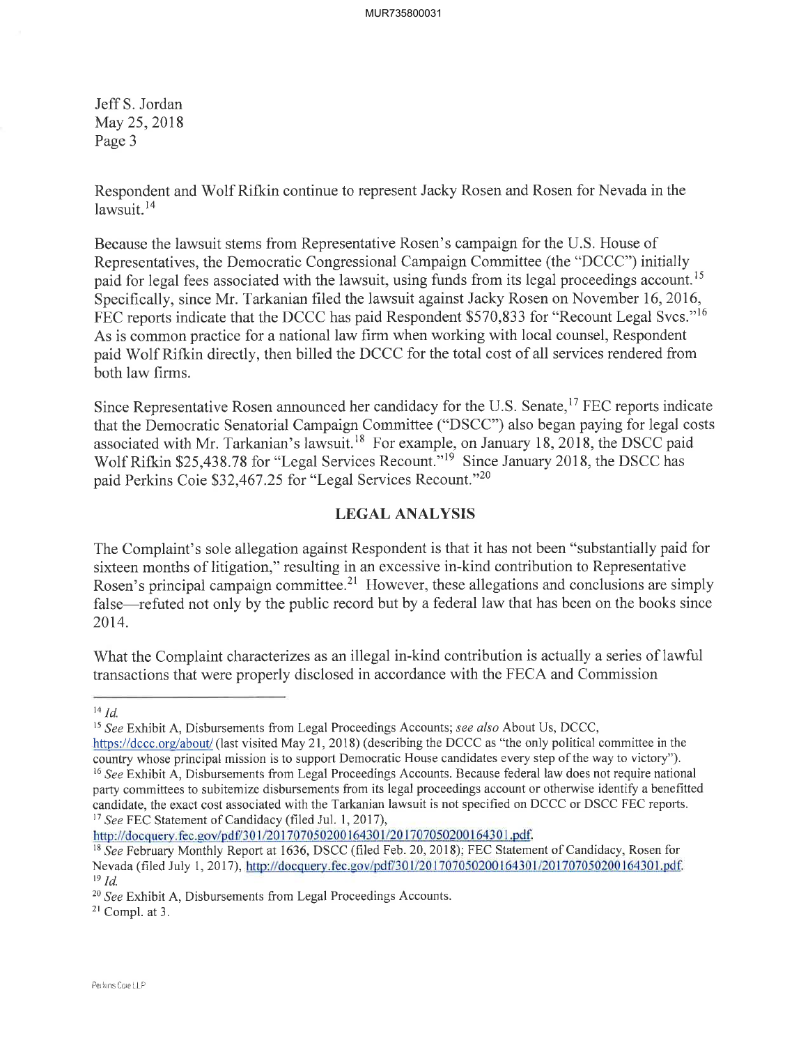Jeff S. Jordan
May 25, 2018
Page 3

Respondent and Wolf Rifkin continue to represent Jacky Rosen and Rosen for Nevada in the lawsuit.[14]

Because the lawsuit stems from Representative Rosen's campaign for the U.S. House of Representatives, the Democratic Congressional Campaign Committee (the "DCCC") initially paid for legal fees associated with the lawsuit, using funds from its legal proceedings account.[15] Specifically, since Mr. Tarkanian filed the lawsuit against Jacky Rosen on November 16, 2016, FEC reports indicate that the DCCC has paid Respondent $570,833 for "Recount Legal Svcs."[16] As is common practice for a national law firm when working with local counsel, Respondent paid Wolf Rifkin directly, then billed the DCCC for the total cost of all services rendered from both law firms.

Since Representative Rosen announced her candidacy for the U.S. Senate,[17] FEC reports indicate that the Democratic Senatorial Campaign Committee ("DSCC") also began paying for legal costs associated with Mr. Tarkanian's lawsuit.[18] For example, on January 18, 2018, the DSCC paid Wolf Rifkin $25,438.78 for "Legal Services Recount."[19] Since January 2018, the DSCC has paid Perkins Coie $32,467.25 for "Legal Services Recount."[20]

## LEGAL ANALYSIS

The Complaint's sole allegation against Respondent is that it has not been "substantially paid for sixteen months of litigation," resulting in an excessive in-kind contribution to Representative Rosen's principal campaign committee.[21] However, these allegations and conclusions are simply false—refuted not only by the public record but by a federal law that has been on the books since 2014.

What the Complaint characterizes as an illegal in-kind contribution is actually a series of lawful transactions that were properly disclosed in accordance with the FECA and Commission

---

[14] *Id.*

[15] *See* Exhibit A, Disbursements from Legal Proceedings Accounts; *see also* About Us, DCCC, https://dccc.org/about/ (last visited May 21, 2018) (describing the DCCC as "the only political committee in the country whose principal mission is to support Democratic House candidates every step of the way to victory").

[16] *See* Exhibit A, Disbursements from Legal Proceedings Accounts. Because federal law does not require national party committees to subitemize disbursements from its legal proceedings account or otherwise identify a benefitted candidate, the exact cost associated with the Tarkanian lawsuit is not specified on DCCC or DSCC FEC reports.

[17] *See* FEC Statement of Candidacy (filed Jul. 1, 2017), http://docquery.fec.gov/pdf/301/201707050200164301/201707050200164301.pdf.

[18] *See* February Monthly Report at 1636, DSCC (filed Feb. 20, 2018); FEC Statement of Candidacy, Rosen for Nevada (filed July 1, 2017), http://docquery.fec.gov/pdf/301/201707050200164301/201707050200164301.pdf.

[19] *Id.*

[20] *See* Exhibit A, Disbursements from Legal Proceedings Accounts.

[21] Compl. at 3.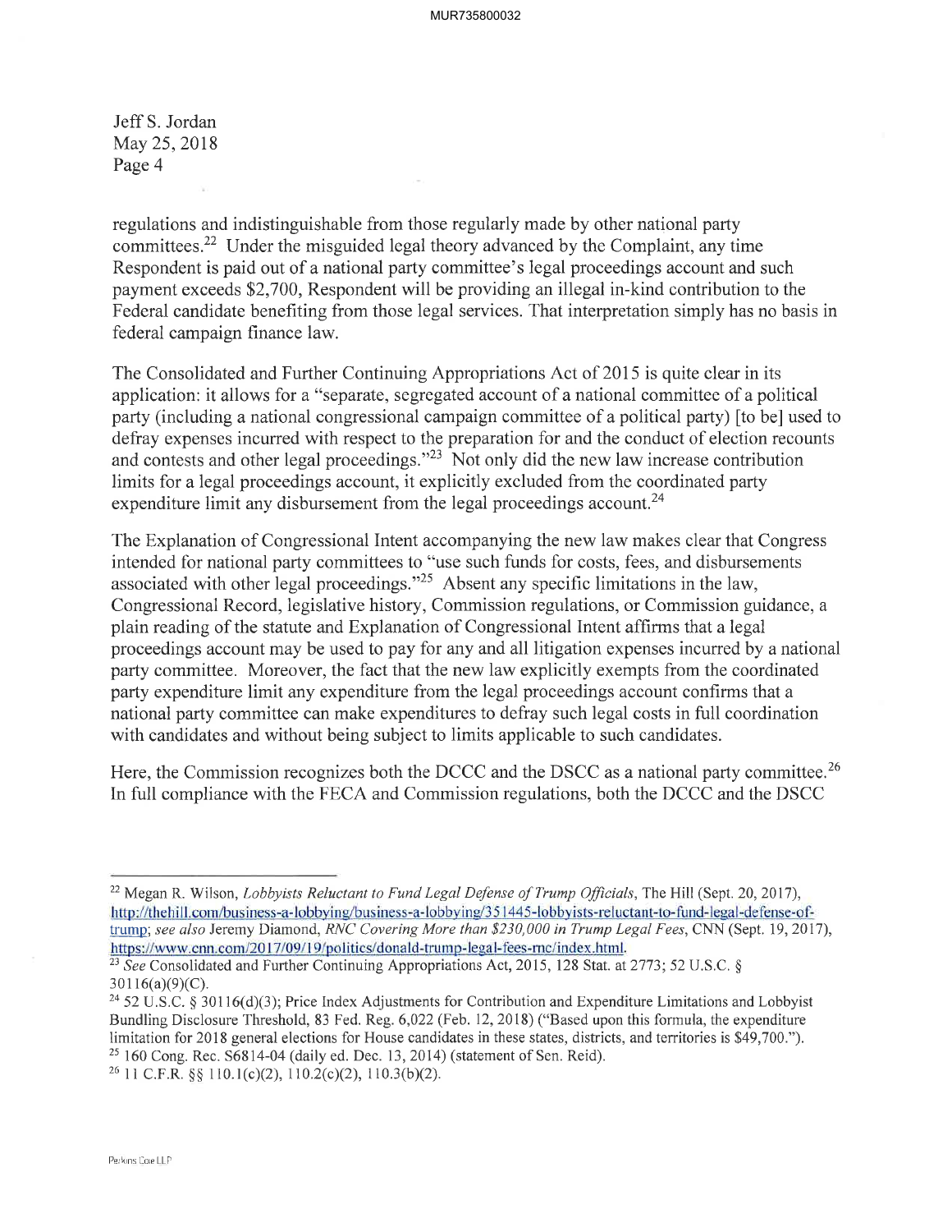Jeff S. Jordan
May 25, 2018
Page 4

regulations and indistinguishable from those regularly made by other national party committees.[22] Under the misguided legal theory advanced by the Complaint, any time Respondent is paid out of a national party committee's legal proceedings account and such payment exceeds $2,700, Respondent will be providing an illegal in-kind contribution to the Federal candidate benefiting from those legal services. That interpretation simply has no basis in federal campaign finance law.

The Consolidated and Further Continuing Appropriations Act of 2015 is quite clear in its application: it allows for a "separate, segregated account of a national committee of a political party (including a national congressional campaign committee of a political party) [to be] used to defray expenses incurred with respect to the preparation for and the conduct of election recounts and contests and other legal proceedings."[23] Not only did the new law increase contribution limits for a legal proceedings account, it explicitly excluded from the coordinated party expenditure limit any disbursement from the legal proceedings account.[24]

The Explanation of Congressional Intent accompanying the new law makes clear that Congress intended for national party committees to "use such funds for costs, fees, and disbursements associated with other legal proceedings."[25] Absent any specific limitations in the law, Congressional Record, legislative history, Commission regulations, or Commission guidance, a plain reading of the statute and Explanation of Congressional Intent affirms that a legal proceedings account may be used to pay for any and all litigation expenses incurred by a national party committee. Moreover, the fact that the new law explicitly exempts from the coordinated party expenditure limit any expenditure from the legal proceedings account confirms that a national party committee can make expenditures to defray such legal costs in full coordination with candidates and without being subject to limits applicable to such candidates.

Here, the Commission recognizes both the DCCC and the DSCC as a national party committee.[26] In full compliance with the FECA and Commission regulations, both the DCCC and the DSCC

---

[22] Megan R. Wilson, *Lobbyists Reluctant to Fund Legal Defense of Trump Officials*, The Hill (Sept. 20, 2017), http://thehill.com/business-a-lobbying/business-a-lobbying/351445-lobbyists-reluctant-to-fund-legal-defense-of-trump; *see also* Jeremy Diamond, *RNC Covering More than $230,000 in Trump Legal Fees*, CNN (Sept. 19, 2017), https://www.cnn.com/2017/09/19/politics/donald-trump-legal-fees-rnc/index.html.

[23] *See* Consolidated and Further Continuing Appropriations Act, 2015, 128 Stat. at 2773; 52 U.S.C. § 30116(a)(9)(C).

[24] 52 U.S.C. § 30116(d)(3); Price Index Adjustments for Contribution and Expenditure Limitations and Lobbyist Bundling Disclosure Threshold, 83 Fed. Reg. 6,022 (Feb. 12, 2018) ("Based upon this formula, the expenditure limitation for 2018 general elections for House candidates in these states, districts, and territories is $49,700.").

[25] 160 Cong. Rec. S6814-04 (daily ed. Dec. 13, 2014) (statement of Sen. Reid).

[26] 11 C.F.R. §§ 110.1(c)(2), 110.2(c)(2), 110.3(b)(2).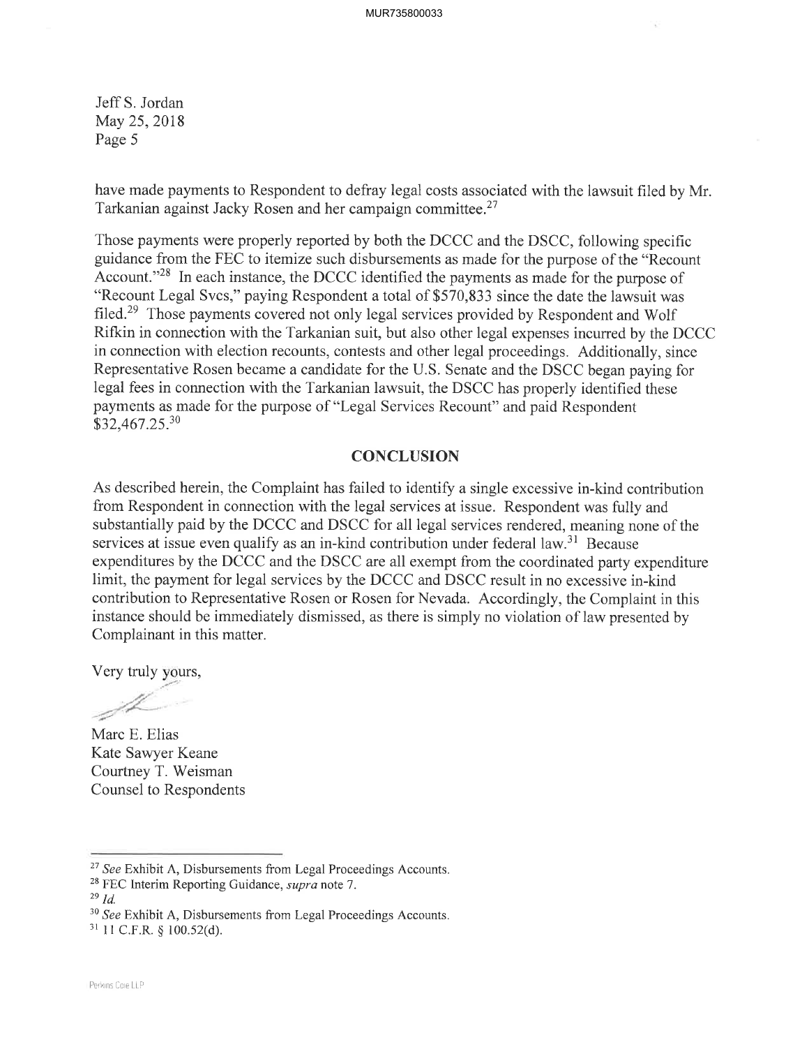Jeff S. Jordan
May 25, 2018
Page 5

have made payments to Respondent to defray legal costs associated with the lawsuit filed by Mr. Tarkanian against Jacky Rosen and her campaign committee.[27]

Those payments were properly reported by both the DCCC and the DSCC, following specific guidance from the FEC to itemize such disbursements as made for the purpose of the "Recount Account."[28] In each instance, the DCCC identified the payments as made for the purpose of "Recount Legal Svcs," paying Respondent a total of $570,833 since the date the lawsuit was filed.[29] Those payments covered not only legal services provided by Respondent and Wolf Rifkin in connection with the Tarkanian suit, but also other legal expenses incurred by the DCCC in connection with election recounts, contests and other legal proceedings. Additionally, since Representative Rosen became a candidate for the U.S. Senate and the DSCC began paying for legal fees in connection with the Tarkanian lawsuit, the DSCC has properly identified these payments as made for the purpose of "Legal Services Recount" and paid Respondent $32,467.25.[30]

## CONCLUSION

As described herein, the Complaint has failed to identify a single excessive in-kind contribution from Respondent in connection with the legal services at issue. Respondent was fully and substantially paid by the DCCC and DSCC for all legal services rendered, meaning none of the services at issue even qualify as an in-kind contribution under federal law.[31] Because expenditures by the DCCC and the DSCC are all exempt from the coordinated party expenditure limit, the payment for legal services by the DCCC and DSCC result in no excessive in-kind contribution to Representative Rosen or Rosen for Nevada. Accordingly, the Complaint in this instance should be immediately dismissed, as there is simply no violation of law presented by Complainant in this matter.

Very truly yours,

Marc E. Elias
Kate Sawyer Keane
Courtney T. Weisman
Counsel to Respondents

---

[27] *See* Exhibit A, Disbursements from Legal Proceedings Accounts.

[28] FEC Interim Reporting Guidance, *supra* note 7.

[29] *Id.*

[30] *See* Exhibit A, Disbursements from Legal Proceedings Accounts.

[31] 11 C.F.R. § 100.52(d).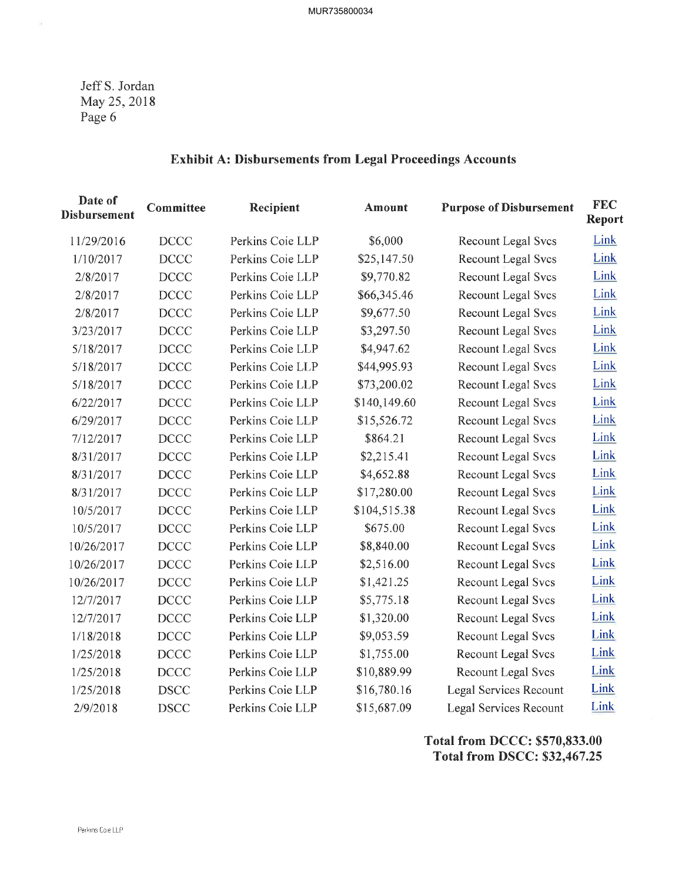Jeff S. Jordan
May 25, 2018
Page 6

## Exhibit A: Disbursements from Legal Proceedings Accounts

| Date of Disbursement | Committee | Recipient | Amount | Purpose of Disbursement | FEC Report |
|---|---|---|---|---|---|
| 11/29/2016 | DCCC | Perkins Coie LLP | $6,000 | Recount Legal Svcs | Link |
| 1/10/2017 | DCCC | Perkins Coie LLP | $25,147.50 | Recount Legal Svcs | Link |
| 2/8/2017 | DCCC | Perkins Coie LLP | $9,770.82 | Recount Legal Svcs | Link |
| 2/8/2017 | DCCC | Perkins Coie LLP | $66,345.46 | Recount Legal Svcs | Link |
| 2/8/2017 | DCCC | Perkins Coie LLP | $9,677.50 | Recount Legal Svcs | Link |
| 3/23/2017 | DCCC | Perkins Coie LLP | $3,297.50 | Recount Legal Svcs | Link |
| 5/18/2017 | DCCC | Perkins Coie LLP | $4,947.62 | Recount Legal Svcs | Link |
| 5/18/2017 | DCCC | Perkins Coie LLP | $44,995.93 | Recount Legal Svcs | Link |
| 5/18/2017 | DCCC | Perkins Coie LLP | $73,200.02 | Recount Legal Svcs | Link |
| 6/22/2017 | DCCC | Perkins Coie LLP | $140,149.60 | Recount Legal Svcs | Link |
| 6/29/2017 | DCCC | Perkins Coie LLP | $15,526.72 | Recount Legal Svcs | Link |
| 7/12/2017 | DCCC | Perkins Coie LLP | $864.21 | Recount Legal Svcs | Link |
| 8/31/2017 | DCCC | Perkins Coie LLP | $2,215.41 | Recount Legal Svcs | Link |
| 8/31/2017 | DCCC | Perkins Coie LLP | $4,652.88 | Recount Legal Svcs | Link |
| 8/31/2017 | DCCC | Perkins Coie LLP | $17,280.00 | Recount Legal Svcs | Link |
| 10/5/2017 | DCCC | Perkins Coie LLP | $104,515.38 | Recount Legal Svcs | Link |
| 10/5/2017 | DCCC | Perkins Coie LLP | $675.00 | Recount Legal Svcs | Link |
| 10/26/2017 | DCCC | Perkins Coie LLP | $8,840.00 | Recount Legal Svcs | Link |
| 10/26/2017 | DCCC | Perkins Coie LLP | $2,516.00 | Recount Legal Svcs | Link |
| 10/26/2017 | DCCC | Perkins Coie LLP | $1,421.25 | Recount Legal Svcs | Link |
| 12/7/2017 | DCCC | Perkins Coie LLP | $5,775.18 | Recount Legal Svcs | Link |
| 12/7/2017 | DCCC | Perkins Coie LLP | $1,320.00 | Recount Legal Svcs | Link |
| 1/18/2018 | DCCC | Perkins Coie LLP | $9,053.59 | Recount Legal Svcs | Link |
| 1/25/2018 | DCCC | Perkins Coie LLP | $1,755.00 | Recount Legal Svcs | Link |
| 1/25/2018 | DCCC | Perkins Coie LLP | $10,889.99 | Recount Legal Svcs | Link |
| 1/25/2018 | DSCC | Perkins Coie LLP | $16,780.16 | Legal Services Recount | Link |
| 2/9/2018 | DSCC | Perkins Coie LLP | $15,687.09 | Legal Services Recount | Link |

**Total from DCCC: $570,833.00**
**Total from DSCC: $32,467.25**